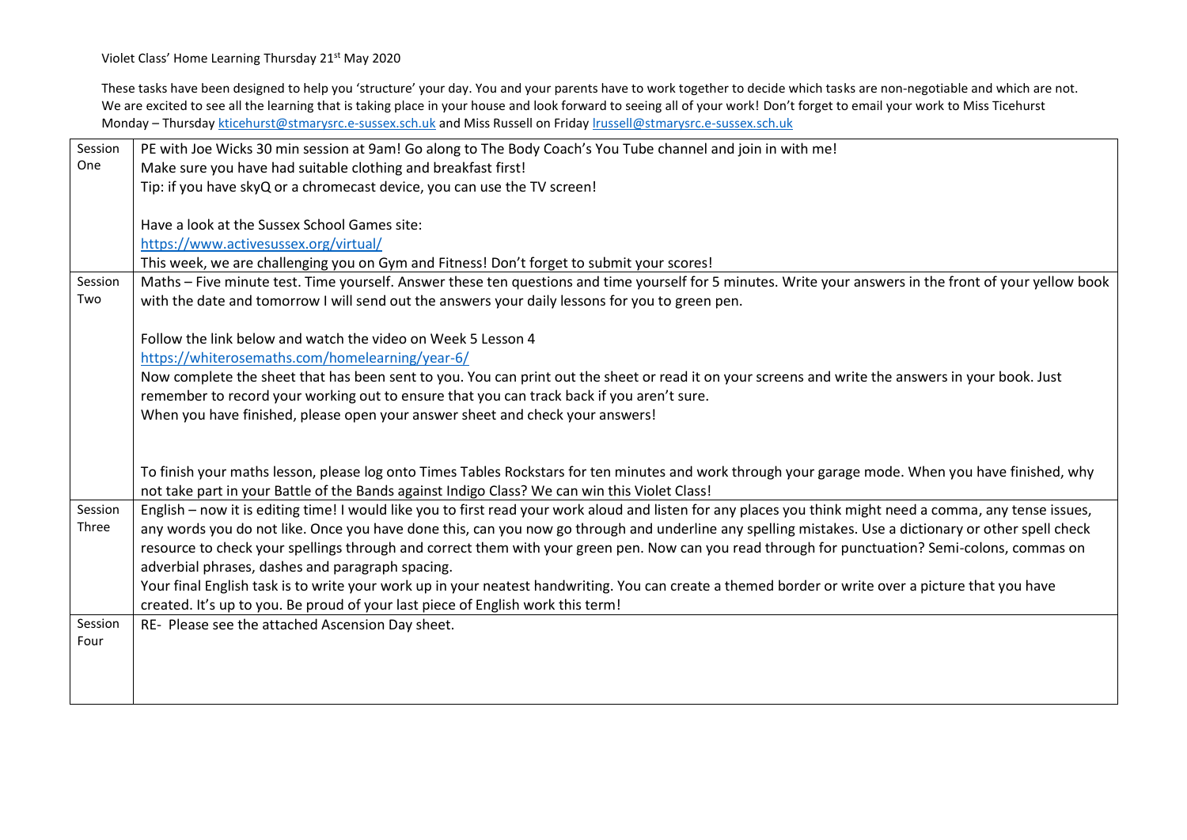Violet Class' Home Learning Thursday 21st May 2020

These tasks have been designed to help you 'structure' your day. You and your parents have to work together to decide which tasks are non-negotiable and which are not. We are excited to see all the learning that is taking place in your house and look forward to seeing all of your work! Don't forget to email your work to Miss Ticehurst Monday – Thursday kticehurst@stmarysrc.e-sussex.sch.uk and Miss Russell on Friday lrussell@stmarysrc.e-sussex.sch.uk

| Session | Tasks |
|---|---|
| Session One | PE with Joe Wicks 30 min session at 9am! Go along to The Body Coach's You Tube channel and join in with me!<br>Make sure you have had suitable clothing and breakfast first!<br>Tip: if you have skyQ or a chromecast device, you can use the TV screen!<br><br>Have a look at the Sussex School Games site:<br>https://www.activesussex.org/virtual/<br>This week, we are challenging you on Gym and Fitness! Don't forget to submit your scores! |
| Session Two | Maths – Five minute test. Time yourself. Answer these ten questions and time yourself for 5 minutes. Write your answers in the front of your yellow book with the date and tomorrow I will send out the answers your daily lessons for you to green pen.<br><br>Follow the link below and watch the video on Week 5 Lesson 4<br>https://whiterosemaths.com/homelearning/year-6/<br>Now complete the sheet that has been sent to you. You can print out the sheet or read it on your screens and write the answers in your book. Just remember to record your working out to ensure that you can track back if you aren't sure.<br>When you have finished, please open your answer sheet and check your answers!<br><br>To finish your maths lesson, please log onto Times Tables Rockstars for ten minutes and work through your garage mode. When you have finished, why not take part in your Battle of the Bands against Indigo Class? We can win this Violet Class! |
| Session Three | English – now it is editing time! I would like you to first read your work aloud and listen for any places you think might need a comma, any tense issues, any words you do not like. Once you have done this, can you now go through and underline any spelling mistakes. Use a dictionary or other spell check resource to check your spellings through and correct them with your green pen. Now can you read through for punctuation? Semi-colons, commas on adverbial phrases, dashes and paragraph spacing.<br>Your final English task is to write your work up in your neatest handwriting. You can create a themed border or write over a picture that you have created. It's up to you. Be proud of your last piece of English work this term! |
| Session Four | RE- Please see the attached Ascension Day sheet. |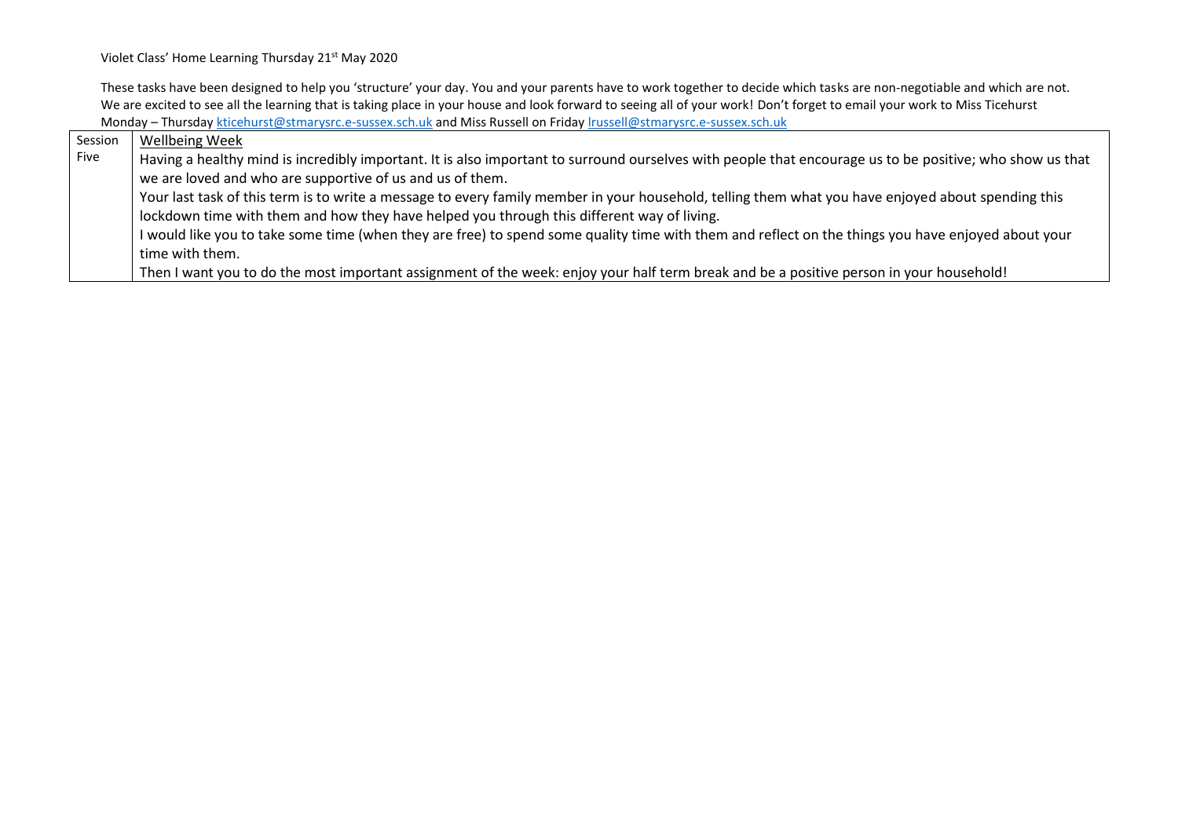Violet Class' Home Learning Thursday 21st May 2020

These tasks have been designed to help you 'structure' your day. You and your parents have to work together to decide which tasks are non-negotiable and which are not. We are excited to see all the learning that is taking place in your house and look forward to seeing all of your work! Don't forget to email your work to Miss Ticehurst Monday – Thursday kticehurst@stmarysrc.e-sussex.sch.uk and Miss Russell on Friday lrussell@stmarysrc.e-sussex.sch.uk

| | |
|---|---|
| Session Five | Wellbeing Week<br>Having a healthy mind is incredibly important. It is also important to surround ourselves with people that encourage us to be positive; who show us that we are loved and who are supportive of us and us of them.<br>Your last task of this term is to write a message to every family member in your household, telling them what you have enjoyed about spending this lockdown time with them and how they have helped you through this different way of living.<br>I would like you to take some time (when they are free) to spend some quality time with them and reflect on the things you have enjoyed about your time with them.<br>Then I want you to do the most important assignment of the week: enjoy your half term break and be a positive person in your household! |